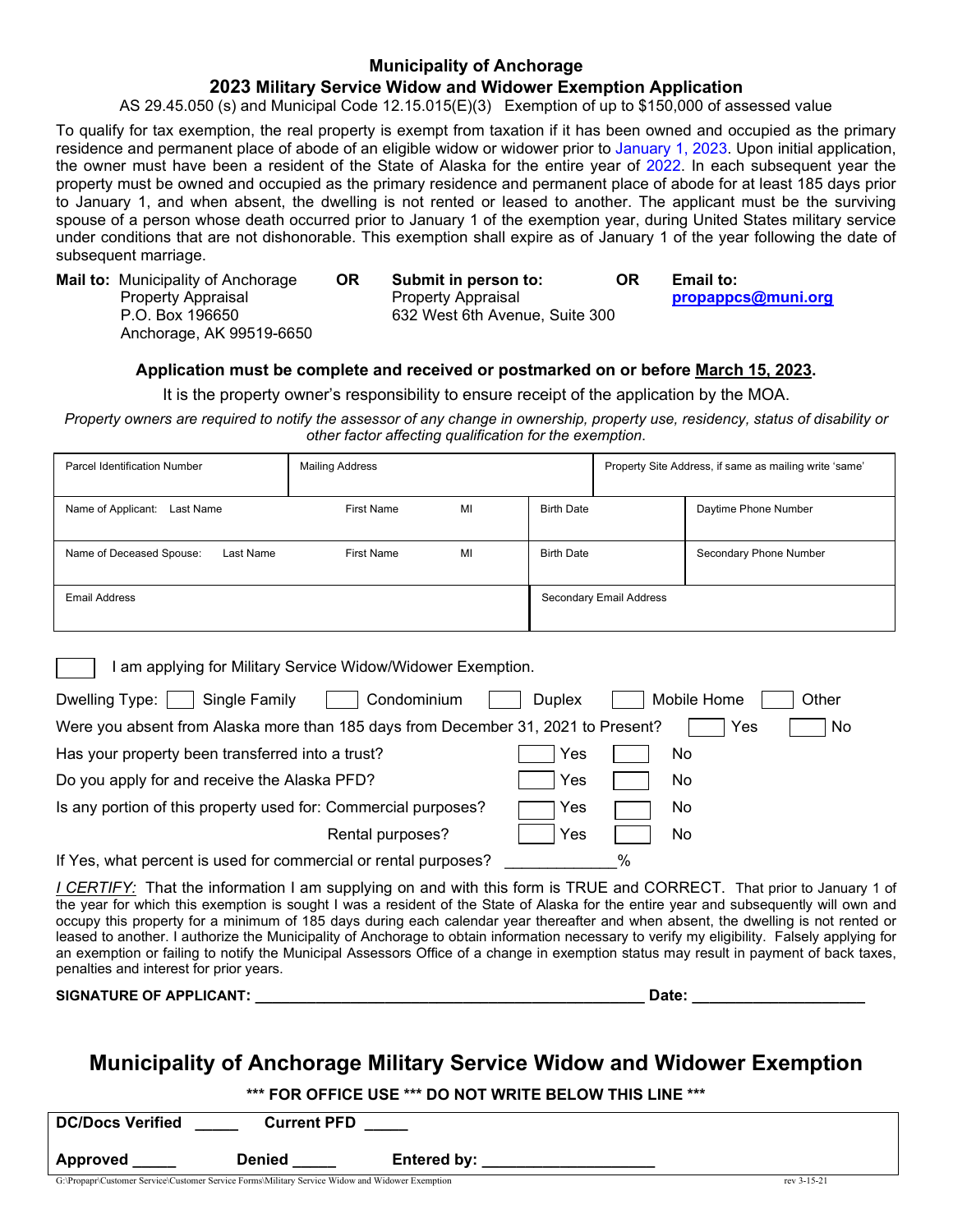# Municipality of Anchorage

## 2023 Military Service Widow and Widower Exemption Application

AS 29.45.050 (s) and Municipal Code 12.15.015(E)(3) Exemption of up to $150,000 of assessed value

To qualify for tax exemption, the real property is exempt from taxation if it has been owned and occupied as the primary residence and permanent place of abode of an eligible widow or widower prior to January 1, 2023. Upon initial application, the owner must have been a resident of the State of Alaska for the entire year of 2022. In each subsequent year the property must be owned and occupied as the primary residence and permanent place of abode for at least 185 days prior to January 1, and when absent, the dwelling is not rented or leased to another. The applicant must be the surviving spouse of a person whose death occurred prior to January 1 of the exemption year, during United States military service under conditions that are not dishonorable. This exemption shall expire as of January 1 of the year following the date of subsequent marriage.

**Mail to:** Municipality of Anchorage
Property Appraisal
P.O. Box 196650
Anchorage, AK 99519-6650

**OR**

**Submit in person to:**
Property Appraisal
632 West 6th Avenue, Suite 300

**OR**

**Email to:**
**propappcs@muni.org**

**Application must be complete and received or postmarked on or before March 15, 2023.**

It is the property owner's responsibility to ensure receipt of the application by the MOA.

*Property owners are required to notify the assessor of any change in ownership, property use, residency, status of disability or other factor affecting qualification for the exemption.*

| Parcel Identification Number | Mailing Address | | Property Site Address, if same as mailing write 'same' |
|---|---|---|---|
| Name of Applicant: Last Name / First Name / MI | | Birth Date | Daytime Phone Number |
| Name of Deceased Spouse: Last Name / First Name / MI | | Birth Date | Secondary Phone Number |
| Email Address | | Secondary Email Address | |

☐ I am applying for Military Service Widow/Widower Exemption.

Dwelling Type: ☐ Single Family ☐ Condominium ☐ Duplex ☐ Mobile Home ☐ Other

Were you absent from Alaska more than 185 days from December 31, 2021 to Present? ☐ Yes ☐ No

Has your property been transferred into a trust? ☐ Yes ☐ No

Do you apply for and receive the Alaska PFD? ☐ Yes ☐ No

Is any portion of this property used for: Commercial purposes? ☐ Yes ☐ No

Rental purposes? ☐ Yes ☐ No

If Yes, what percent is used for commercial or rental purposes? ____________%

*I CERTIFY:* That the information I am supplying on and with this form is TRUE and CORRECT. That prior to January 1 of the year for which this exemption is sought I was a resident of the State of Alaska for the entire year and subsequently will own and occupy this property for a minimum of 185 days during each calendar year thereafter and when absent, the dwelling is not rented or leased to another. I authorize the Municipality of Anchorage to obtain information necessary to verify my eligibility. Falsely applying for an exemption or failing to notify the Municipal Assessors Office of a change in exemption status may result in payment of back taxes, penalties and interest for prior years.

**SIGNATURE OF APPLICANT: ______________________________________________ Date: ____________________**

## Municipality of Anchorage Military Service Widow and Widower Exemption

**\*\*\* FOR OFFICE USE \*\*\* DO NOT WRITE BELOW THIS LINE \*\*\***

**DC/Docs Verified** _____ **Current PFD** _____

**Approved** _____ **Denied** _____ **Entered by:** ____________________

G:\Propapr\Customer Service\Customer Service Forms\Military Service Widow and Widower Exemption rev 3-15-21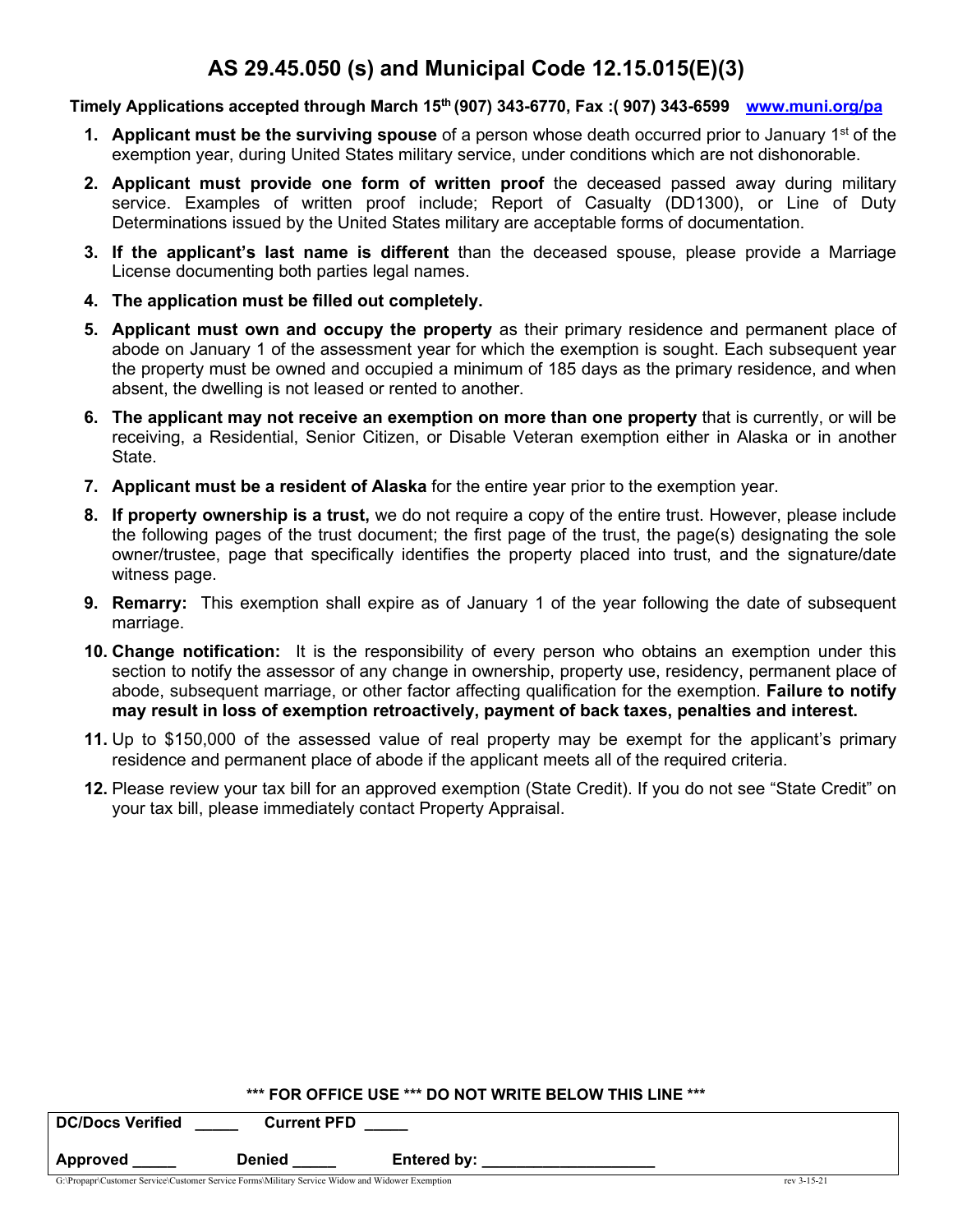# AS 29.45.050 (s) and Municipal Code 12.15.015(E)(3)

**Timely Applications accepted through March 15th (907) 343-6770, Fax :( 907) 343-6599** [**www.muni.org/pa**](http://www.muni.org/pa)

1. **Applicant must be the surviving spouse** of a person whose death occurred prior to January 1st of the exemption year, during United States military service, under conditions which are not dishonorable.
2. **Applicant must provide one form of written proof** the deceased passed away during military service. Examples of written proof include; Report of Casualty (DD1300), or Line of Duty Determinations issued by the United States military are acceptable forms of documentation.
3. **If the applicant's last name is different** than the deceased spouse, please provide a Marriage License documenting both parties legal names.
4. **The application must be filled out completely.**
5. **Applicant must own and occupy the property** as their primary residence and permanent place of abode on January 1 of the assessment year for which the exemption is sought. Each subsequent year the property must be owned and occupied a minimum of 185 days as the primary residence, and when absent, the dwelling is not leased or rented to another.
6. **The applicant may not receive an exemption on more than one property** that is currently, or will be receiving, a Residential, Senior Citizen, or Disable Veteran exemption either in Alaska or in another State.
7. **Applicant must be a resident of Alaska** for the entire year prior to the exemption year.
8. **If property ownership is a trust,** we do not require a copy of the entire trust. However, please include the following pages of the trust document; the first page of the trust, the page(s) designating the sole owner/trustee, page that specifically identifies the property placed into trust, and the signature/date witness page.
9. **Remarry:** This exemption shall expire as of January 1 of the year following the date of subsequent marriage.
10. **Change notification:** It is the responsibility of every person who obtains an exemption under this section to notify the assessor of any change in ownership, property use, residency, permanent place of abode, subsequent marriage, or other factor affecting qualification for the exemption. **Failure to notify may result in loss of exemption retroactively, payment of back taxes, penalties and interest.**
11. Up to $150,000 of the assessed value of real property may be exempt for the applicant's primary residence and permanent place of abode if the applicant meets all of the required criteria.
12. Please review your tax bill for an approved exemption (State Credit). If you do not see "State Credit" on your tax bill, please immediately contact Property Appraisal.

**\*\*\* FOR OFFICE USE \*\*\* DO NOT WRITE BELOW THIS LINE \*\*\***

**DC/Docs Verified** _____ **Current PFD** _____

**Approved** _____ **Denied** _____ **Entered by:** ____________________

G:\Propapr\Customer Service\Customer Service Forms\Military Service Widow and Widower Exemption rev 3-15-21